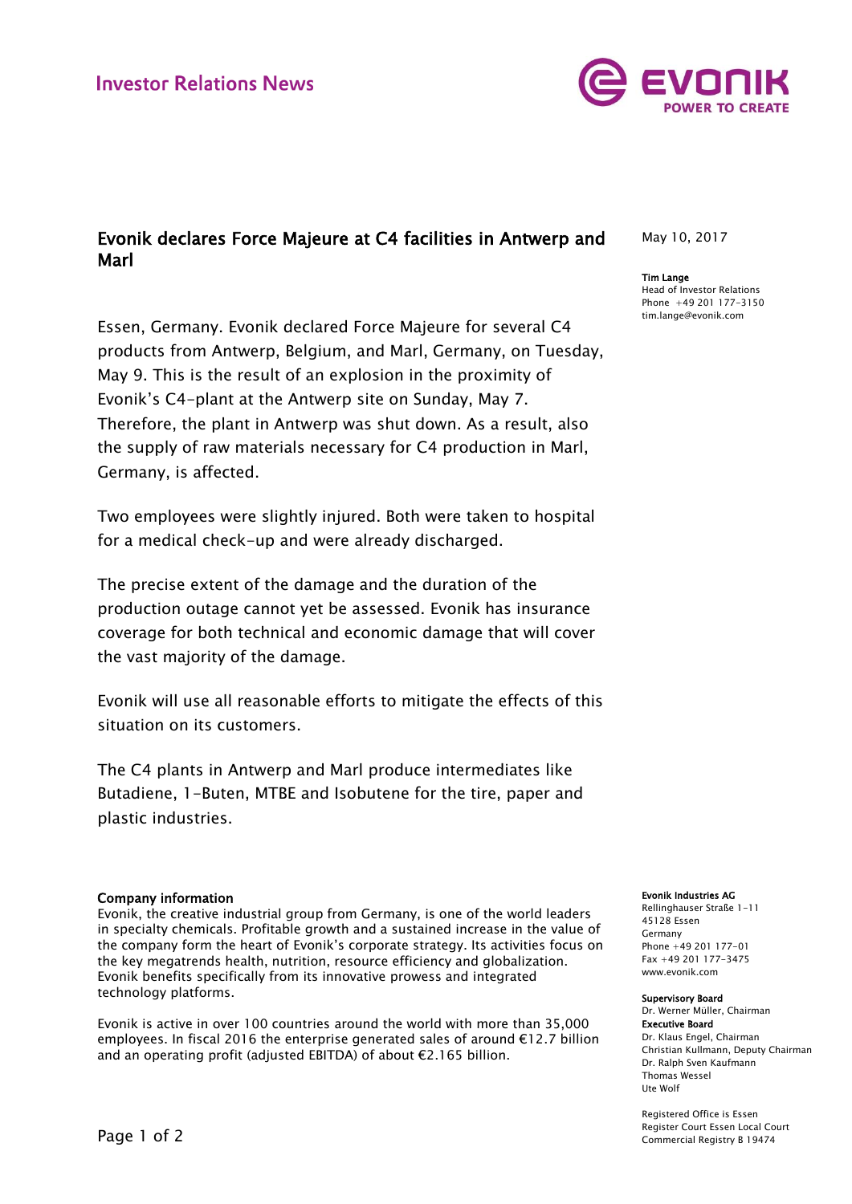Investor Relations News

# Evonik declares Force Majeure at C4 facilities in Antwerp and Marl

May 10, 2017

**Tim Lange**
Head of Investor Relations
Phone +49 201 177-3150
tim.lange@evonik.com

Essen, Germany. Evonik declared Force Majeure for several C4 products from Antwerp, Belgium, and Marl, Germany, on Tuesday, May 9. This is the result of an explosion in the proximity of Evonik's C4-plant at the Antwerp site on Sunday, May 7. Therefore, the plant in Antwerp was shut down. As a result, also the supply of raw materials necessary for C4 production in Marl, Germany, is affected.

Two employees were slightly injured. Both were taken to hospital for a medical check-up and were already discharged.

The precise extent of the damage and the duration of the production outage cannot yet be assessed. Evonik has insurance coverage for both technical and economic damage that will cover the vast majority of the damage.

Evonik will use all reasonable efforts to mitigate the effects of this situation on its customers.

The C4 plants in Antwerp and Marl produce intermediates like Butadiene, 1-Buten, MTBE and Isobutene for the tire, paper and plastic industries.

**Company information**

Evonik, the creative industrial group from Germany, is one of the world leaders in specialty chemicals. Profitable growth and a sustained increase in the value of the company form the heart of Evonik's corporate strategy. Its activities focus on the key megatrends health, nutrition, resource efficiency and globalization. Evonik benefits specifically from its innovative prowess and integrated technology platforms.

Evonik is active in over 100 countries around the world with more than 35,000 employees. In fiscal 2016 the enterprise generated sales of around €12.7 billion and an operating profit (adjusted EBITDA) of about €2.165 billion.

**Evonik Industries AG**
Rellinghauser Straße 1-11
45128 Essen
Germany
Phone +49 201 177-01
Fax +49 201 177-3475
www.evonik.com

**Supervisory Board**
Dr. Werner Müller, Chairman

**Executive Board**
Dr. Klaus Engel, Chairman
Christian Kullmann, Deputy Chairman
Dr. Ralph Sven Kaufmann
Thomas Wessel
Ute Wolf

Registered Office is Essen
Register Court Essen Local Court
Commercial Registry B 19474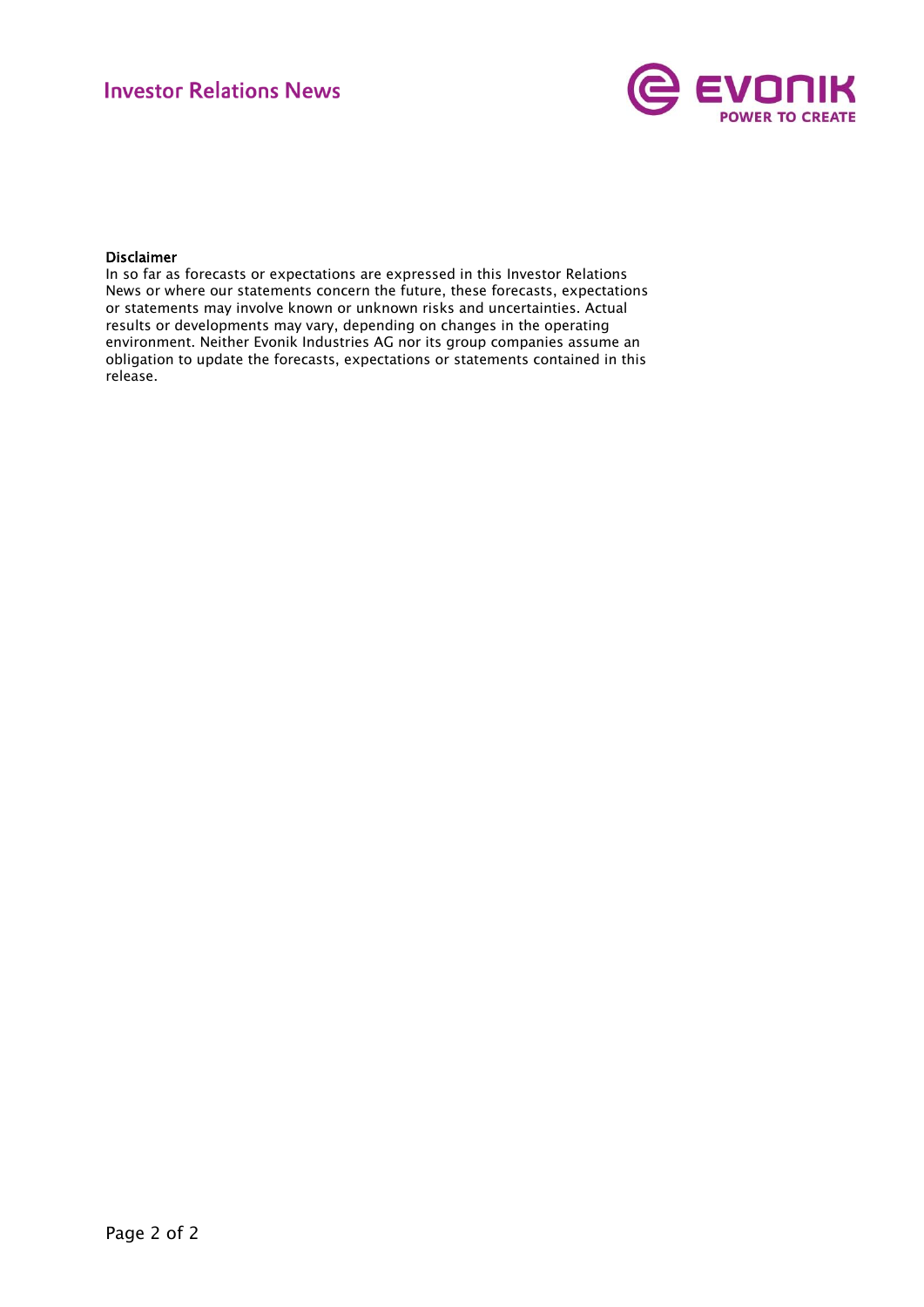**Disclaimer**

In so far as forecasts or expectations are expressed in this Investor Relations News or where our statements concern the future, these forecasts, expectations or statements may involve known or unknown risks and uncertainties. Actual results or developments may vary, depending on changes in the operating environment. Neither Evonik Industries AG nor its group companies assume an obligation to update the forecasts, expectations or statements contained in this release.